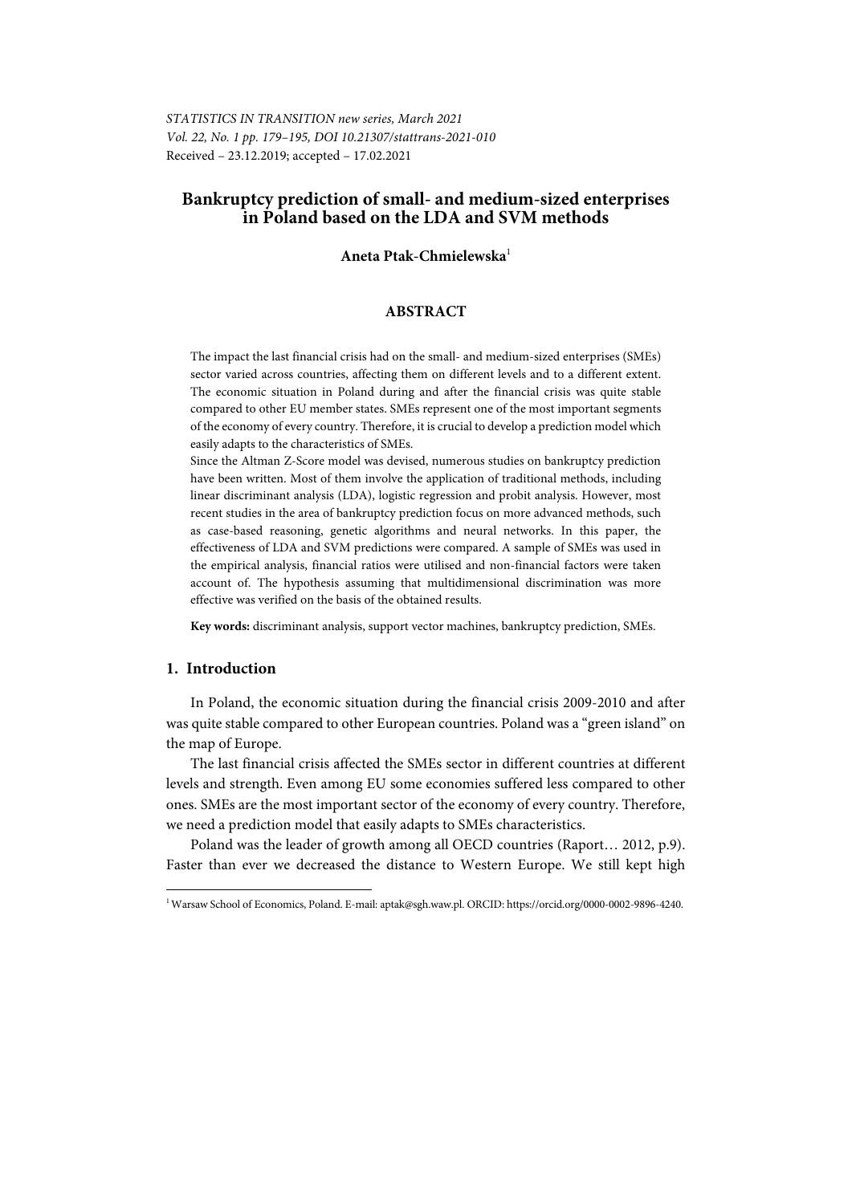*STATISTICS IN TRANSITION new series, March 2021*
*Vol. 22, No. 1 pp. 179–195, DOI 10.21307/stattrans-2021-010*
Received – 23.12.2019; accepted – 17.02.2021

# Bankruptcy prediction of small- and medium-sized enterprises in Poland based on the LDA and SVM methods

**Aneta Ptak-Chmielewska**[1]

## ABSTRACT

The impact the last financial crisis had on the small- and medium-sized enterprises (SMEs) sector varied across countries, affecting them on different levels and to a different extent. The economic situation in Poland during and after the financial crisis was quite stable compared to other EU member states. SMEs represent one of the most important segments of the economy of every country. Therefore, it is crucial to develop a prediction model which easily adapts to the characteristics of SMEs.

Since the Altman Z-Score model was devised, numerous studies on bankruptcy prediction have been written. Most of them involve the application of traditional methods, including linear discriminant analysis (LDA), logistic regression and probit analysis. However, most recent studies in the area of bankruptcy prediction focus on more advanced methods, such as case-based reasoning, genetic algorithms and neural networks. In this paper, the effectiveness of LDA and SVM predictions were compared. A sample of SMEs was used in the empirical analysis, financial ratios were utilised and non-financial factors were taken account of. The hypothesis assuming that multidimensional discrimination was more effective was verified on the basis of the obtained results.

**Key words:** discriminant analysis, support vector machines, bankruptcy prediction, SMEs.

## 1. Introduction

In Poland, the economic situation during the financial crisis 2009-2010 and after was quite stable compared to other European countries. Poland was a "green island" on the map of Europe.

The last financial crisis affected the SMEs sector in different countries at different levels and strength. Even among EU some economies suffered less compared to other ones. SMEs are the most important sector of the economy of every country. Therefore, we need a prediction model that easily adapts to SMEs characteristics.

Poland was the leader of growth among all OECD countries (Raport… 2012, p.9). Faster than ever we decreased the distance to Western Europe. We still kept high

---

[1] Warsaw School of Economics, Poland. E-mail: aptak@sgh.waw.pl. ORCID: https://orcid.org/0000-0002-9896-4240.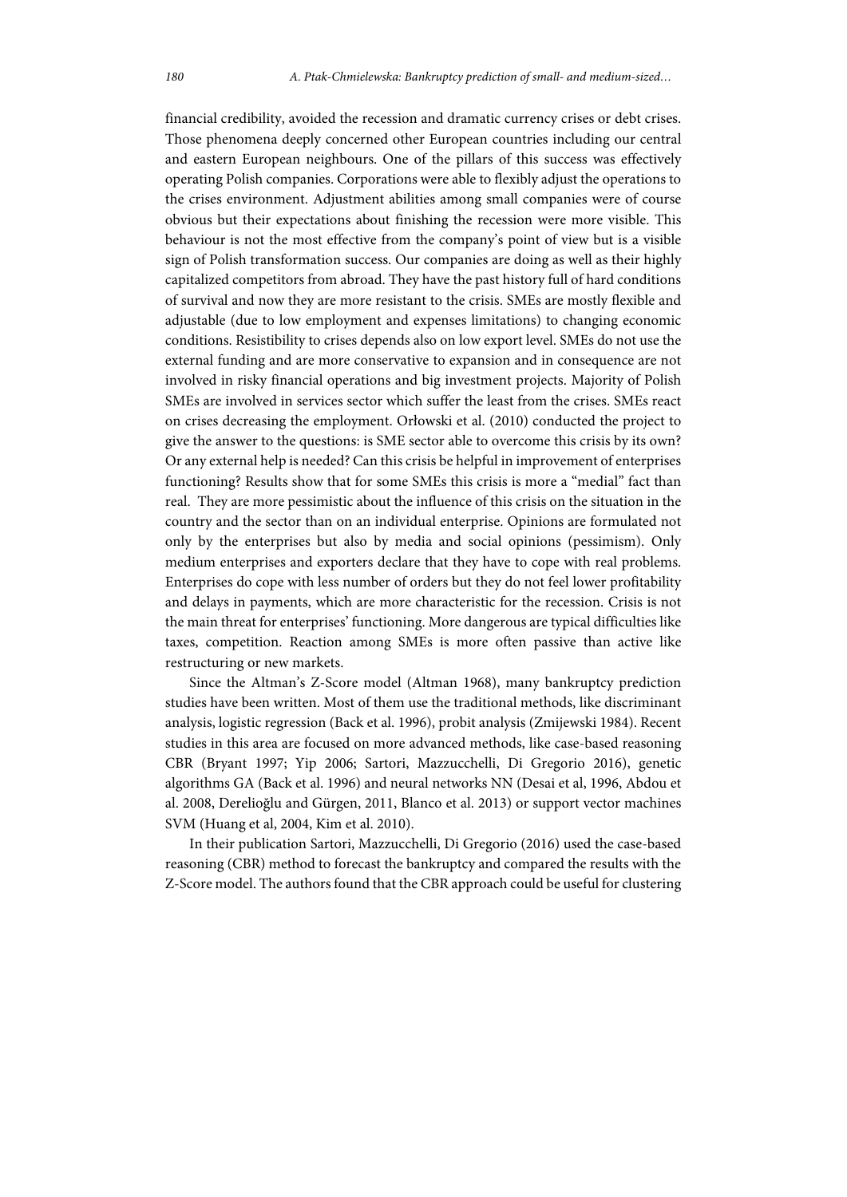financial credibility, avoided the recession and dramatic currency crises or debt crises. Those phenomena deeply concerned other European countries including our central and eastern European neighbours. One of the pillars of this success was effectively operating Polish companies. Corporations were able to flexibly adjust the operations to the crises environment. Adjustment abilities among small companies were of course obvious but their expectations about finishing the recession were more visible. This behaviour is not the most effective from the company's point of view but is a visible sign of Polish transformation success. Our companies are doing as well as their highly capitalized competitors from abroad. They have the past history full of hard conditions of survival and now they are more resistant to the crisis. SMEs are mostly flexible and adjustable (due to low employment and expenses limitations) to changing economic conditions. Resistibility to crises depends also on low export level. SMEs do not use the external funding and are more conservative to expansion and in consequence are not involved in risky financial operations and big investment projects. Majority of Polish SMEs are involved in services sector which suffer the least from the crises. SMEs react on crises decreasing the employment. Orłowski et al. (2010) conducted the project to give the answer to the questions: is SME sector able to overcome this crisis by its own? Or any external help is needed? Can this crisis be helpful in improvement of enterprises functioning? Results show that for some SMEs this crisis is more a "medial" fact than real. They are more pessimistic about the influence of this crisis on the situation in the country and the sector than on an individual enterprise. Opinions are formulated not only by the enterprises but also by media and social opinions (pessimism). Only medium enterprises and exporters declare that they have to cope with real problems. Enterprises do cope with less number of orders but they do not feel lower profitability and delays in payments, which are more characteristic for the recession. Crisis is not the main threat for enterprises' functioning. More dangerous are typical difficulties like taxes, competition. Reaction among SMEs is more often passive than active like restructuring or new markets.

Since the Altman's Z-Score model (Altman 1968), many bankruptcy prediction studies have been written. Most of them use the traditional methods, like discriminant analysis, logistic regression (Back et al. 1996), probit analysis (Zmijewski 1984). Recent studies in this area are focused on more advanced methods, like case-based reasoning CBR (Bryant 1997; Yip 2006; Sartori, Mazzucchelli, Di Gregorio 2016), genetic algorithms GA (Back et al. 1996) and neural networks NN (Desai et al, 1996, Abdou et al. 2008, Derelioğlu and Gürgen, 2011, Blanco et al. 2013) or support vector machines SVM (Huang et al, 2004, Kim et al. 2010).

In their publication Sartori, Mazzucchelli, Di Gregorio (2016) used the case-based reasoning (CBR) method to forecast the bankruptcy and compared the results with the Z-Score model. The authors found that the CBR approach could be useful for clustering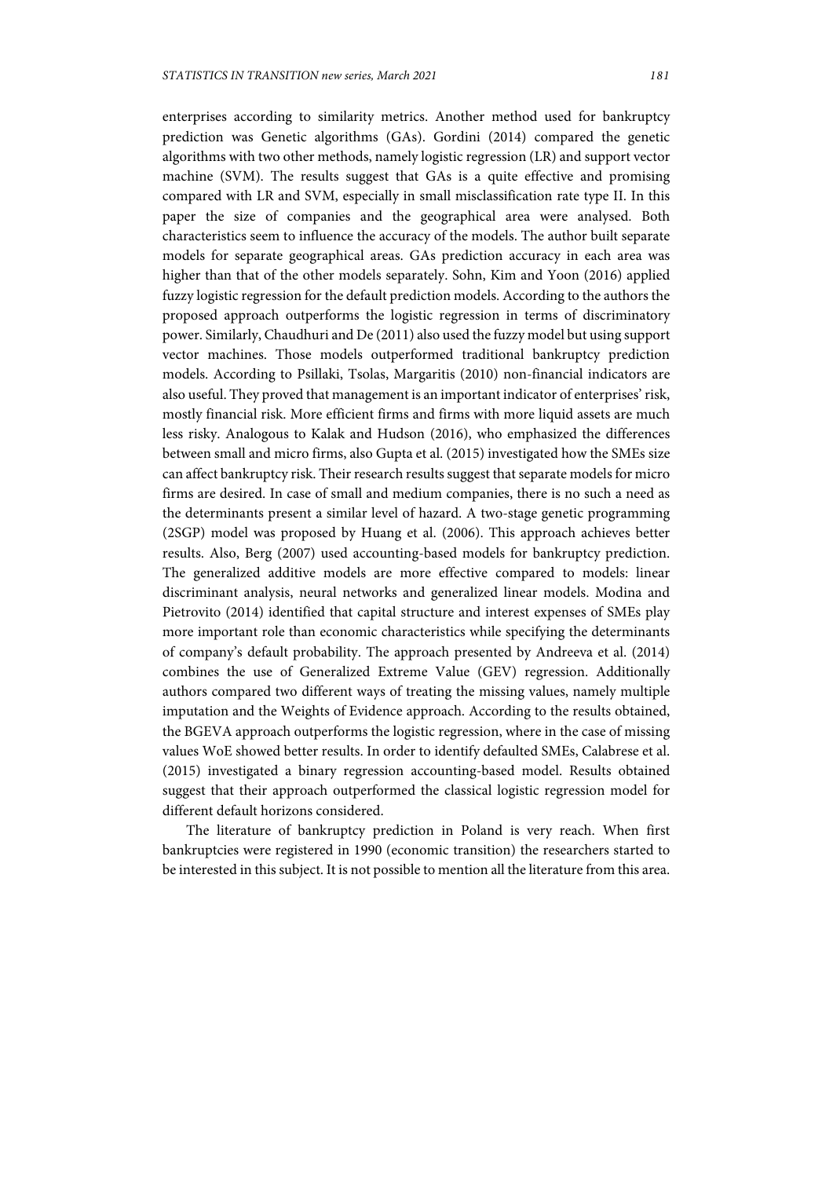enterprises according to similarity metrics. Another method used for bankruptcy prediction was Genetic algorithms (GAs). Gordini (2014) compared the genetic algorithms with two other methods, namely logistic regression (LR) and support vector machine (SVM). The results suggest that GAs is a quite effective and promising compared with LR and SVM, especially in small misclassification rate type II. In this paper the size of companies and the geographical area were analysed. Both characteristics seem to influence the accuracy of the models. The author built separate models for separate geographical areas. GAs prediction accuracy in each area was higher than that of the other models separately. Sohn, Kim and Yoon (2016) applied fuzzy logistic regression for the default prediction models. According to the authors the proposed approach outperforms the logistic regression in terms of discriminatory power. Similarly, Chaudhuri and De (2011) also used the fuzzy model but using support vector machines. Those models outperformed traditional bankruptcy prediction models. According to Psillaki, Tsolas, Margaritis (2010) non-financial indicators are also useful. They proved that management is an important indicator of enterprises' risk, mostly financial risk. More efficient firms and firms with more liquid assets are much less risky. Analogous to Kalak and Hudson (2016), who emphasized the differences between small and micro firms, also Gupta et al. (2015) investigated how the SMEs size can affect bankruptcy risk. Their research results suggest that separate models for micro firms are desired. In case of small and medium companies, there is no such a need as the determinants present a similar level of hazard. A two-stage genetic programming (2SGP) model was proposed by Huang et al. (2006). This approach achieves better results. Also, Berg (2007) used accounting-based models for bankruptcy prediction. The generalized additive models are more effective compared to models: linear discriminant analysis, neural networks and generalized linear models. Modina and Pietrovito (2014) identified that capital structure and interest expenses of SMEs play more important role than economic characteristics while specifying the determinants of company's default probability. The approach presented by Andreeva et al. (2014) combines the use of Generalized Extreme Value (GEV) regression. Additionally authors compared two different ways of treating the missing values, namely multiple imputation and the Weights of Evidence approach. According to the results obtained, the BGEVA approach outperforms the logistic regression, where in the case of missing values WoE showed better results. In order to identify defaulted SMEs, Calabrese et al. (2015) investigated a binary regression accounting-based model. Results obtained suggest that their approach outperformed the classical logistic regression model for different default horizons considered.

The literature of bankruptcy prediction in Poland is very reach. When first bankruptcies were registered in 1990 (economic transition) the researchers started to be interested in this subject. It is not possible to mention all the literature from this area.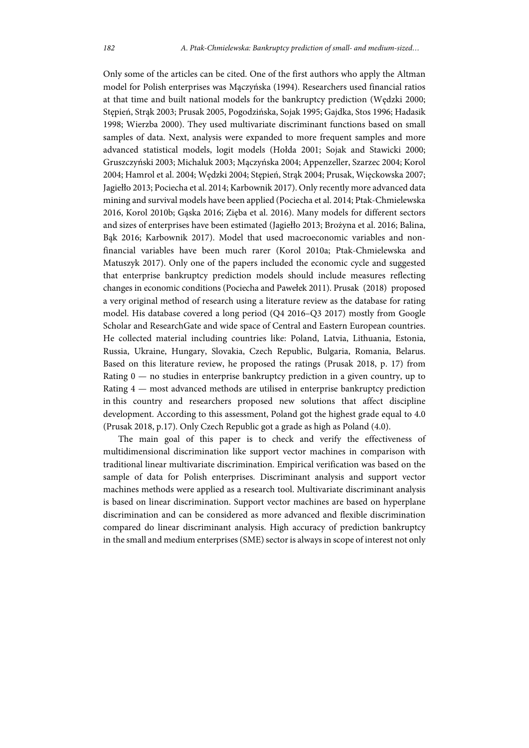Only some of the articles can be cited. One of the first authors who apply the Altman model for Polish enterprises was Mączyńska (1994). Researchers used financial ratios at that time and built national models for the bankruptcy prediction (Wędzki 2000; Stępień, Strąk 2003; Prusak 2005, Pogodzińska, Sojak 1995; Gajdka, Stos 1996; Hadasik 1998; Wierzba 2000). They used multivariate discriminant functions based on small samples of data. Next, analysis were expanded to more frequent samples and more advanced statistical models, logit models (Hołda 2001; Sojak and Stawicki 2000; Gruszczyński 2003; Michaluk 2003; Mączyńska 2004; Appenzeller, Szarzec 2004; Korol 2004; Hamrol et al. 2004; Wędzki 2004; Stępień, Strąk 2004; Prusak, Więckowska 2007; Jagiełło 2013; Pociecha et al. 2014; Karbownik 2017). Only recently more advanced data mining and survival models have been applied (Pociecha et al. 2014; Ptak-Chmielewska 2016, Korol 2010b; Gąska 2016; Zięba et al. 2016). Many models for different sectors and sizes of enterprises have been estimated (Jagiełło 2013; Brożyna et al. 2016; Balina, Bąk 2016; Karbownik 2017). Model that used macroeconomic variables and non-financial variables have been much rarer (Korol 2010a; Ptak-Chmielewska and Matuszyk 2017). Only one of the papers included the economic cycle and suggested that enterprise bankruptcy prediction models should include measures reflecting changes in economic conditions (Pociecha and Pawełek 2011). Prusak (2018) proposed a very original method of research using a literature review as the database for rating model. His database covered a long period (Q4 2016–Q3 2017) mostly from Google Scholar and ResearchGate and wide space of Central and Eastern European countries. He collected material including countries like: Poland, Latvia, Lithuania, Estonia, Russia, Ukraine, Hungary, Slovakia, Czech Republic, Bulgaria, Romania, Belarus. Based on this literature review, he proposed the ratings (Prusak 2018, p. 17) from Rating 0 — no studies in enterprise bankruptcy prediction in a given country, up to Rating 4 — most advanced methods are utilised in enterprise bankruptcy prediction in this country and researchers proposed new solutions that affect discipline development. According to this assessment, Poland got the highest grade equal to 4.0 (Prusak 2018, p.17). Only Czech Republic got a grade as high as Poland (4.0).

The main goal of this paper is to check and verify the effectiveness of multidimensional discrimination like support vector machines in comparison with traditional linear multivariate discrimination. Empirical verification was based on the sample of data for Polish enterprises. Discriminant analysis and support vector machines methods were applied as a research tool. Multivariate discriminant analysis is based on linear discrimination. Support vector machines are based on hyperplane discrimination and can be considered as more advanced and flexible discrimination compared do linear discriminant analysis. High accuracy of prediction bankruptcy in the small and medium enterprises (SME) sector is always in scope of interest not only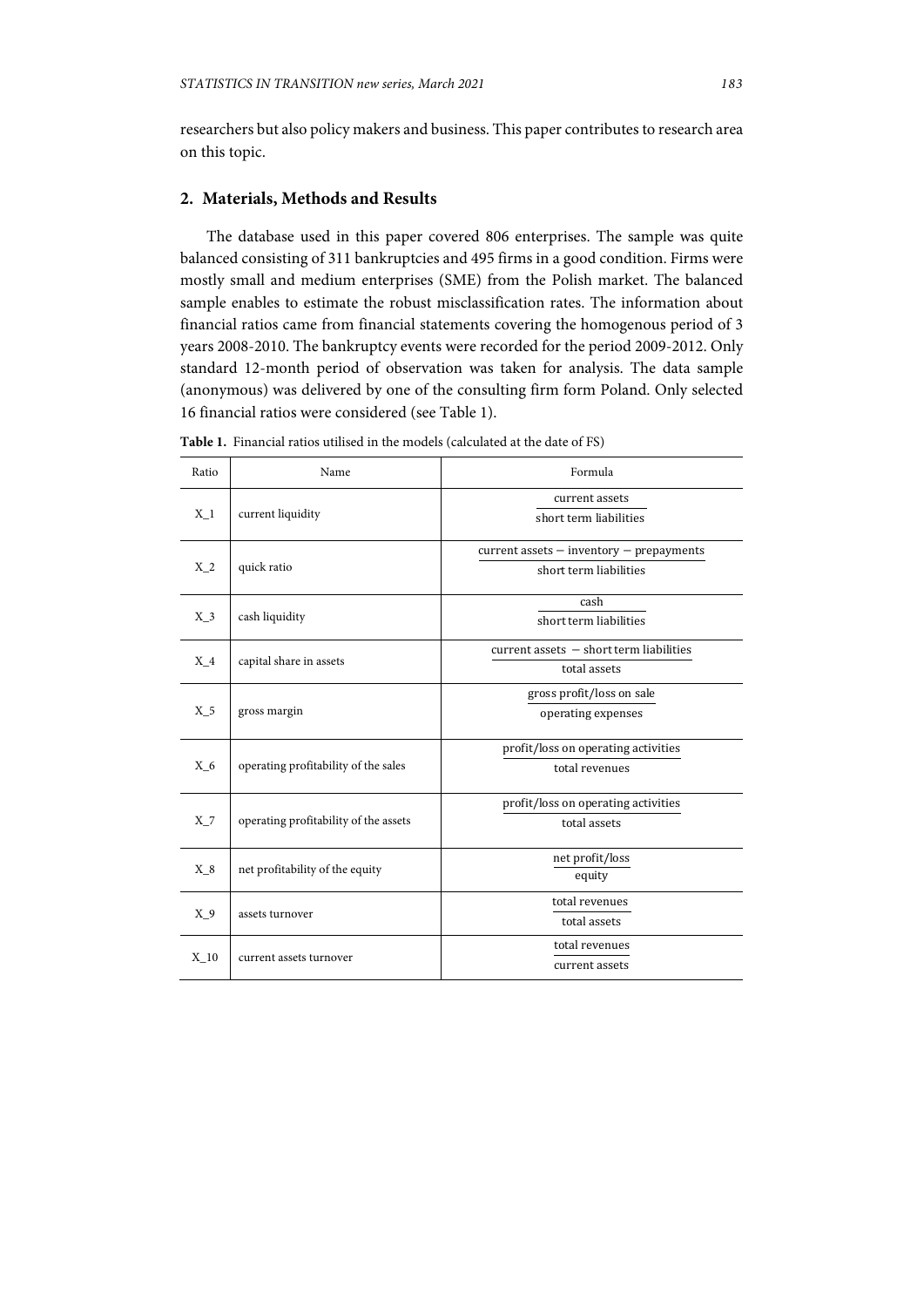researchers but also policy makers and business. This paper contributes to research area on this topic.

## 2. Materials, Methods and Results

The database used in this paper covered 806 enterprises. The sample was quite balanced consisting of 311 bankruptcies and 495 firms in a good condition. Firms were mostly small and medium enterprises (SME) from the Polish market. The balanced sample enables to estimate the robust misclassification rates. The information about financial ratios came from financial statements covering the homogenous period of 3 years 2008-2010. The bankruptcy events were recorded for the period 2009-2012. Only standard 12-month period of observation was taken for analysis. The data sample (anonymous) was delivered by one of the consulting firm form Poland. Only selected 16 financial ratios were considered (see Table 1).

**Table 1.** Financial ratios utilised in the models (calculated at the date of FS)

| Ratio | Name | Formula |
|---|---|---|
| X_1 | current liquidity | $\frac{\text{current assets}}{\text{short term liabilities}}$ |
| X_2 | quick ratio | $\frac{\text{current assets} - \text{inventory} - \text{prepayments}}{\text{short term liabilities}}$ |
| X_3 | cash liquidity | $\frac{\text{cash}}{\text{short term liabilities}}$ |
| X_4 | capital share in assets | $\frac{\text{current assets} - \text{short term liabilities}}{\text{total assets}}$ |
| X_5 | gross margin | $\frac{\text{gross profit/loss on sale}}{\text{operating expenses}}$ |
| X_6 | operating profitability of the sales | $\frac{\text{profit/loss on operating activities}}{\text{total revenues}}$ |
| X_7 | operating profitability of the assets | $\frac{\text{profit/loss on operating activities}}{\text{total assets}}$ |
| X_8 | net profitability of the equity | $\frac{\text{net profit/loss}}{\text{equity}}$ |
| X_9 | assets turnover | $\frac{\text{total revenues}}{\text{total assets}}$ |
| X_10 | current assets turnover | $\frac{\text{total revenues}}{\text{current assets}}$ |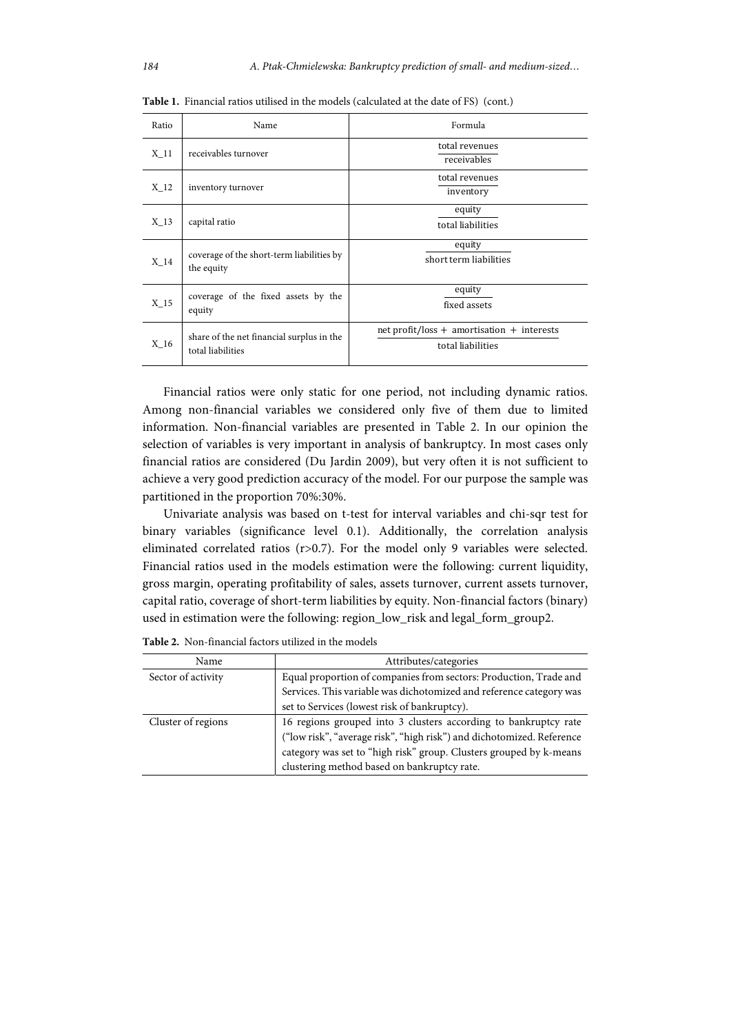**Table 1.** Financial ratios utilised in the models (calculated at the date of FS) (cont.)

| Ratio | Name | Formula |
|---|---|---|
| X_11 | receivables turnover | $\frac{\text{total revenues}}{\text{receivables}}$ |
| X_12 | inventory turnover | $\frac{\text{total revenues}}{\text{inventory}}$ |
| X_13 | capital ratio | $\frac{\text{equity}}{\text{total liabilities}}$ |
| X_14 | coverage of the short-term liabilities by the equity | $\frac{\text{equity}}{\text{short term liabilities}}$ |
| X_15 | coverage of the fixed assets by the equity | $\frac{\text{equity}}{\text{fixed assets}}$ |
| X_16 | share of the net financial surplus in the total liabilities | $\frac{\text{net profit/loss} + \text{amortisation} + \text{interests}}{\text{total liabilities}}$ |

Financial ratios were only static for one period, not including dynamic ratios. Among non-financial variables we considered only five of them due to limited information. Non-financial variables are presented in Table 2. In our opinion the selection of variables is very important in analysis of bankruptcy. In most cases only financial ratios are considered (Du Jardin 2009), but very often it is not sufficient to achieve a very good prediction accuracy of the model. For our purpose the sample was partitioned in the proportion 70%:30%.

Univariate analysis was based on t-test for interval variables and chi-sqr test for binary variables (significance level 0.1). Additionally, the correlation analysis eliminated correlated ratios ($r>0.7$). For the model only 9 variables were selected. Financial ratios used in the models estimation were the following: current liquidity, gross margin, operating profitability of sales, assets turnover, current assets turnover, capital ratio, coverage of short-term liabilities by equity. Non-financial factors (binary) used in estimation were the following: region_low_risk and legal_form_group2.

**Table 2.** Non-financial factors utilized in the models

| Name | Attributes/categories |
|---|---|
| Sector of activity | Equal proportion of companies from sectors: Production, Trade and Services. This variable was dichotomized and reference category was set to Services (lowest risk of bankruptcy). |
| Cluster of regions | 16 regions grouped into 3 clusters according to bankruptcy rate ("low risk", "average risk", "high risk") and dichotomized. Reference category was set to "high risk" group. Clusters grouped by k-means clustering method based on bankruptcy rate. |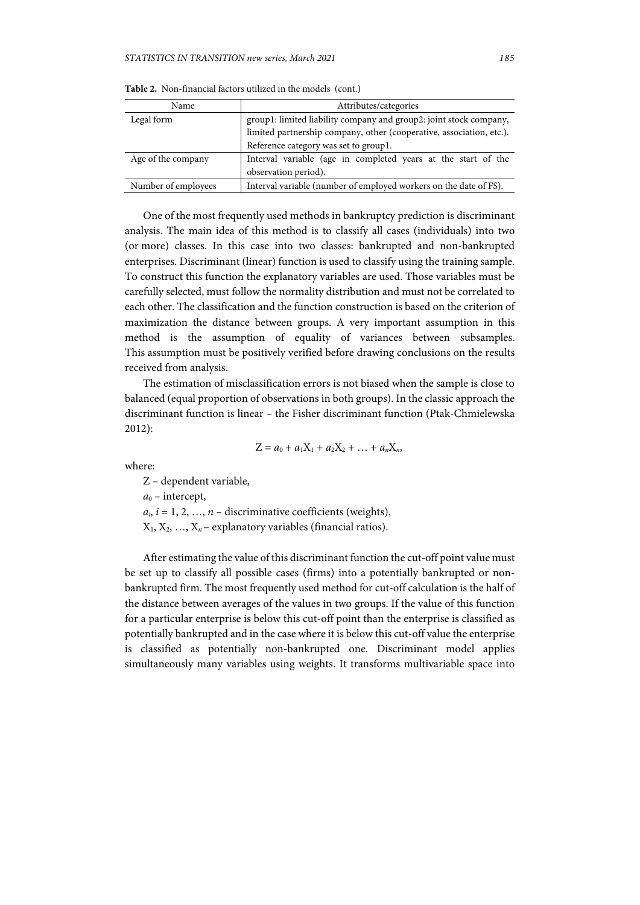**Table 2.** Non-financial factors utilized in the models (cont.)

| Name | Attributes/categories |
|---|---|
| Legal form | group1: limited liability company and group2: joint stock company, limited partnership company, other (cooperative, association, etc.). Reference category was set to group1. |
| Age of the company | Interval variable (age in completed years at the start of the observation period). |
| Number of employees | Interval variable (number of employed workers on the date of FS). |

One of the most frequently used methods in bankruptcy prediction is discriminant analysis. The main idea of this method is to classify all cases (individuals) into two (or more) classes. In this case into two classes: bankrupted and non-bankrupted enterprises. Discriminant (linear) function is used to classify using the training sample. To construct this function the explanatory variables are used. Those variables must be carefully selected, must follow the normality distribution and must not be correlated to each other. The classification and the function construction is based on the criterion of maximization the distance between groups. A very important assumption in this method is the assumption of equality of variances between subsamples. This assumption must be positively verified before drawing conclusions on the results received from analysis.

The estimation of misclassification errors is not biased when the sample is close to balanced (equal proportion of observations in both groups). In the classic approach the discriminant function is linear – the Fisher discriminant function (Ptak-Chmielewska 2012):

$$Z = a_0 + a_1X_1 + a_2X_2 + \ldots + a_nX_n,$$

where:

Z – dependent variable,

$a_0$ – intercept,

$a_i$, $i = 1, 2, \ldots, n$ – discriminative coefficients (weights),

$X_1, X_2, \ldots, X_n$ – explanatory variables (financial ratios).

After estimating the value of this discriminant function the cut-off point value must be set up to classify all possible cases (firms) into a potentially bankrupted or non-bankrupted firm. The most frequently used method for cut-off calculation is the half of the distance between averages of the values in two groups. If the value of this function for a particular enterprise is below this cut-off point than the enterprise is classified as potentially bankrupted and in the case where it is below this cut-off value the enterprise is classified as potentially non-bankrupted one. Discriminant model applies simultaneously many variables using weights. It transforms multivariable space into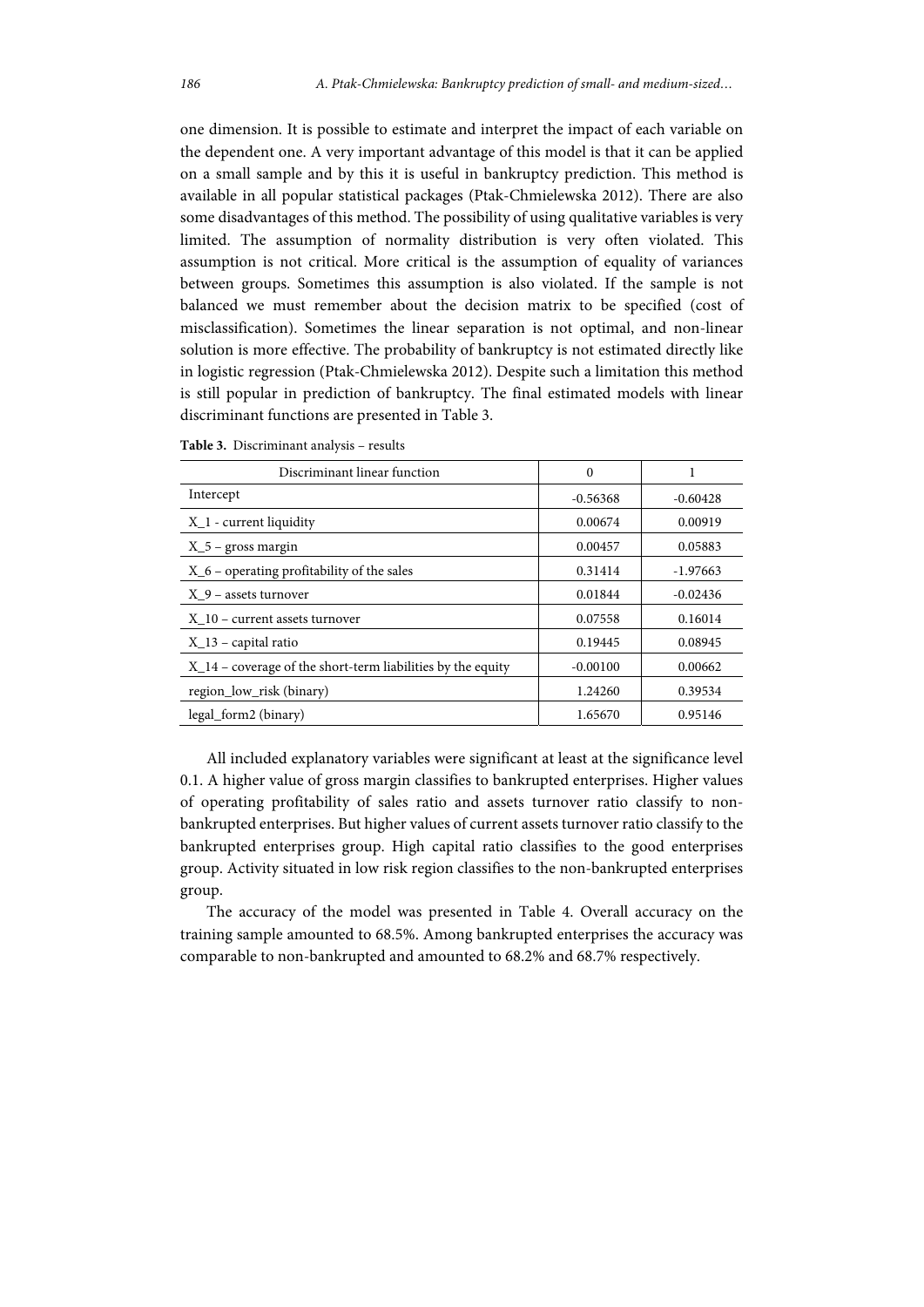one dimension. It is possible to estimate and interpret the impact of each variable on the dependent one. A very important advantage of this model is that it can be applied on a small sample and by this it is useful in bankruptcy prediction. This method is available in all popular statistical packages (Ptak-Chmielewska 2012). There are also some disadvantages of this method. The possibility of using qualitative variables is very limited. The assumption of normality distribution is very often violated. This assumption is not critical. More critical is the assumption of equality of variances between groups. Sometimes this assumption is also violated. If the sample is not balanced we must remember about the decision matrix to be specified (cost of misclassification). Sometimes the linear separation is not optimal, and non-linear solution is more effective. The probability of bankruptcy is not estimated directly like in logistic regression (Ptak-Chmielewska 2012). Despite such a limitation this method is still popular in prediction of bankruptcy. The final estimated models with linear discriminant functions are presented in Table 3.

**Table 3.** Discriminant analysis – results

| Discriminant linear function | 0 | 1 |
|---|---|---|
| Intercept | -0.56368 | -0.60428 |
| X_1 - current liquidity | 0.00674 | 0.00919 |
| X_5 – gross margin | 0.00457 | 0.05883 |
| X_6 – operating profitability of the sales | 0.31414 | -1.97663 |
| X_9 – assets turnover | 0.01844 | -0.02436 |
| X_10 – current assets turnover | 0.07558 | 0.16014 |
| X_13 – capital ratio | 0.19445 | 0.08945 |
| X_14 – coverage of the short-term liabilities by the equity | -0.00100 | 0.00662 |
| region_low_risk (binary) | 1.24260 | 0.39534 |
| legal_form2 (binary) | 1.65670 | 0.95146 |

All included explanatory variables were significant at least at the significance level 0.1. A higher value of gross margin classifies to bankrupted enterprises. Higher values of operating profitability of sales ratio and assets turnover ratio classify to non-bankrupted enterprises. But higher values of current assets turnover ratio classify to the bankrupted enterprises group. High capital ratio classifies to the good enterprises group. Activity situated in low risk region classifies to the non-bankrupted enterprises group.

The accuracy of the model was presented in Table 4. Overall accuracy on the training sample amounted to 68.5%. Among bankrupted enterprises the accuracy was comparable to non-bankrupted and amounted to 68.2% and 68.7% respectively.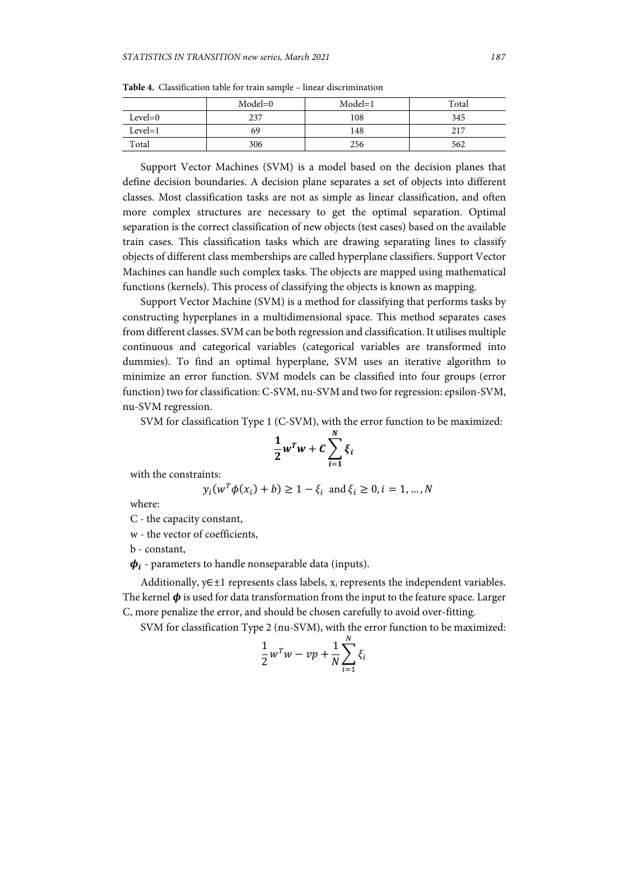**Table 4.** Classification table for train sample – linear discrimination

| | Model=0 | Model=1 | Total |
|---|---|---|---|
| Level=0 | 237 | 108 | 345 |
| Level=1 | 69 | 148 | 217 |
| Total | 306 | 256 | 562 |

Support Vector Machines (SVM) is a model based on the decision planes that define decision boundaries. A decision plane separates a set of objects into different classes. Most classification tasks are not as simple as linear classification, and often more complex structures are necessary to get the optimal separation. Optimal separation is the correct classification of new objects (test cases) based on the available train cases. This classification tasks which are drawing separating lines to classify objects of different class memberships are called hyperplane classifiers. Support Vector Machines can handle such complex tasks. The objects are mapped using mathematical functions (kernels). This process of classifying the objects is known as mapping.

Support Vector Machine (SVM) is a method for classifying that performs tasks by constructing hyperplanes in a multidimensional space. This method separates cases from different classes. SVM can be both regression and classification. It utilises multiple continuous and categorical variables (categorical variables are transformed into dummies). To find an optimal hyperplane, SVM uses an iterative algorithm to minimize an error function. SVM models can be classified into four groups (error function) two for classification: C-SVM, nu-SVM and two for regression: epsilon-SVM, nu-SVM regression.

SVM for classification Type 1 (C-SVM), with the error function to be maximized:

$$\frac{1}{2}w^T w + C\sum_{i=1}^{N}\xi_i$$

with the constraints:

$$y_i(w^T\phi(x_i) + b) \geq 1 - \xi_i \text{ and } \xi_i \geq 0, i = 1, \ldots, N$$

where:

C - the capacity constant,

w - the vector of coefficients,

b - constant,

$\phi_i$ - parameters to handle nonseparable data (inputs).

Additionally, $y \in \pm 1$ represents class labels, $x_i$ represents the independent variables. The kernel $\phi$ is used for data transformation from the input to the feature space. Larger C, more penalize the error, and should be chosen carefully to avoid over-fitting.

SVM for classification Type 2 (nu-SVM), with the error function to be maximized:

$$\frac{1}{2}w^T w - vp + \frac{1}{N}\sum_{i=1}^{N}\xi_i$$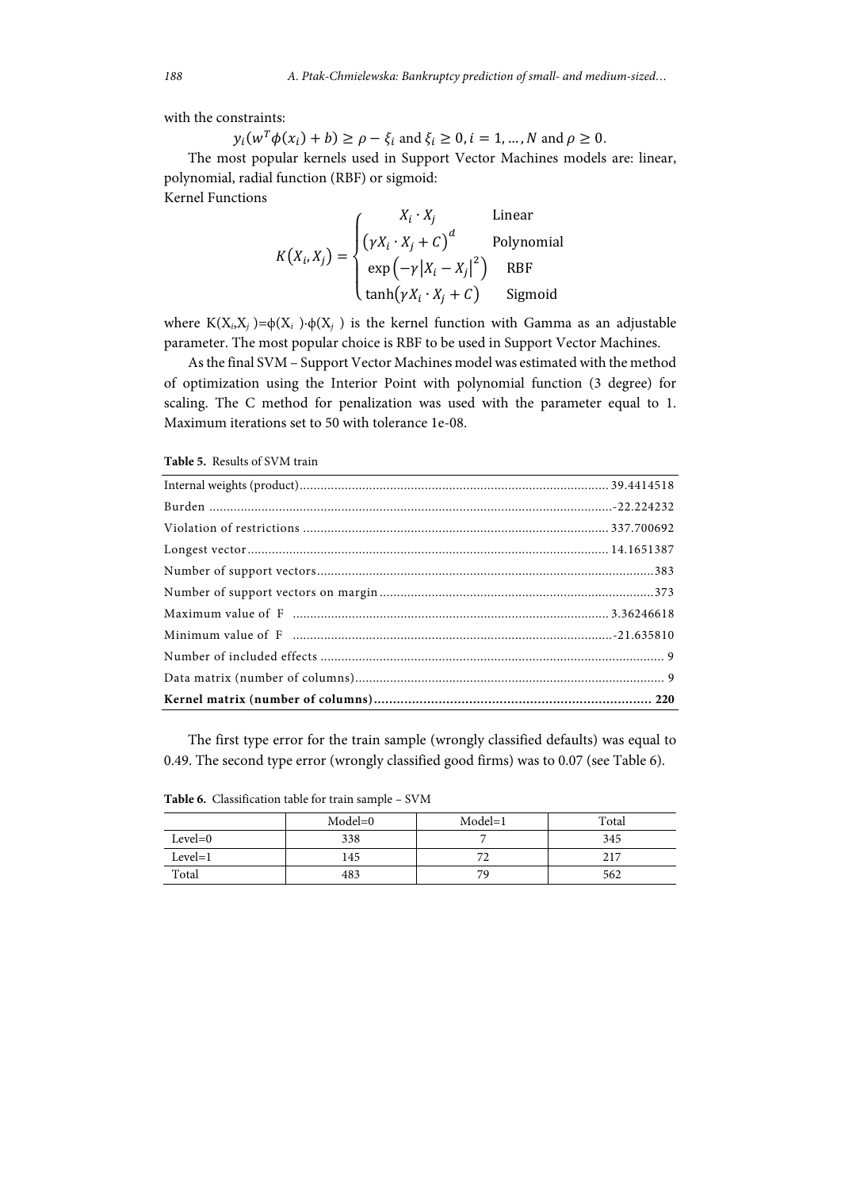with the constraints:

$$y_i(w^T\phi(x_i) + b) \geq \rho - \xi_i \text{ and } \xi_i \geq 0, i = 1, \ldots, N \text{ and } \rho \geq 0.$$

The most popular kernels used in Support Vector Machines models are: linear, polynomial, radial function (RBF) or sigmoid:

Kernel Functions

$$K(X_i, X_j) = \begin{cases} X_i \cdot X_j & \text{Linear} \\ (\gamma X_i \cdot X_j + C)^d & \text{Polynomial} \\ \exp\left(-\gamma |X_i - X_j|^2\right) & \text{RBF} \\ \tanh(\gamma X_i \cdot X_j + C) & \text{Sigmoid} \end{cases}$$

where $K(X_i,X_j)=\phi(X_i)\cdot\phi(X_j)$ is the kernel function with Gamma as an adjustable parameter. The most popular choice is RBF to be used in Support Vector Machines.

As the final SVM – Support Vector Machines model was estimated with the method of optimization using the Interior Point with polynomial function (3 degree) for scaling. The C method for penalization was used with the parameter equal to 1. Maximum iterations set to 50 with tolerance 1e-08.

**Table 5.** Results of SVM train

| | |
|---|---|
| Internal weights (product) | 39.4414518 |
| Burden | -22.224232 |
| Violation of restrictions | 337.700692 |
| Longest vector | 14.1651387 |
| Number of support vectors | 383 |
| Number of support vectors on margin | 373 |
| Maximum value of F | 3.36246618 |
| Minimum value of F | -21.635810 |
| Number of included effects | 9 |
| Data matrix (number of columns) | 9 |
| **Kernel matrix (number of columns)** | **220** |

The first type error for the train sample (wrongly classified defaults) was equal to 0.49. The second type error (wrongly classified good firms) was to 0.07 (see Table 6).

**Table 6.** Classification table for train sample – SVM

| | Model=0 | Model=1 | Total |
|---|---|---|---|
| Level=0 | 338 | 7 | 345 |
| Level=1 | 145 | 72 | 217 |
| Total | 483 | 79 | 562 |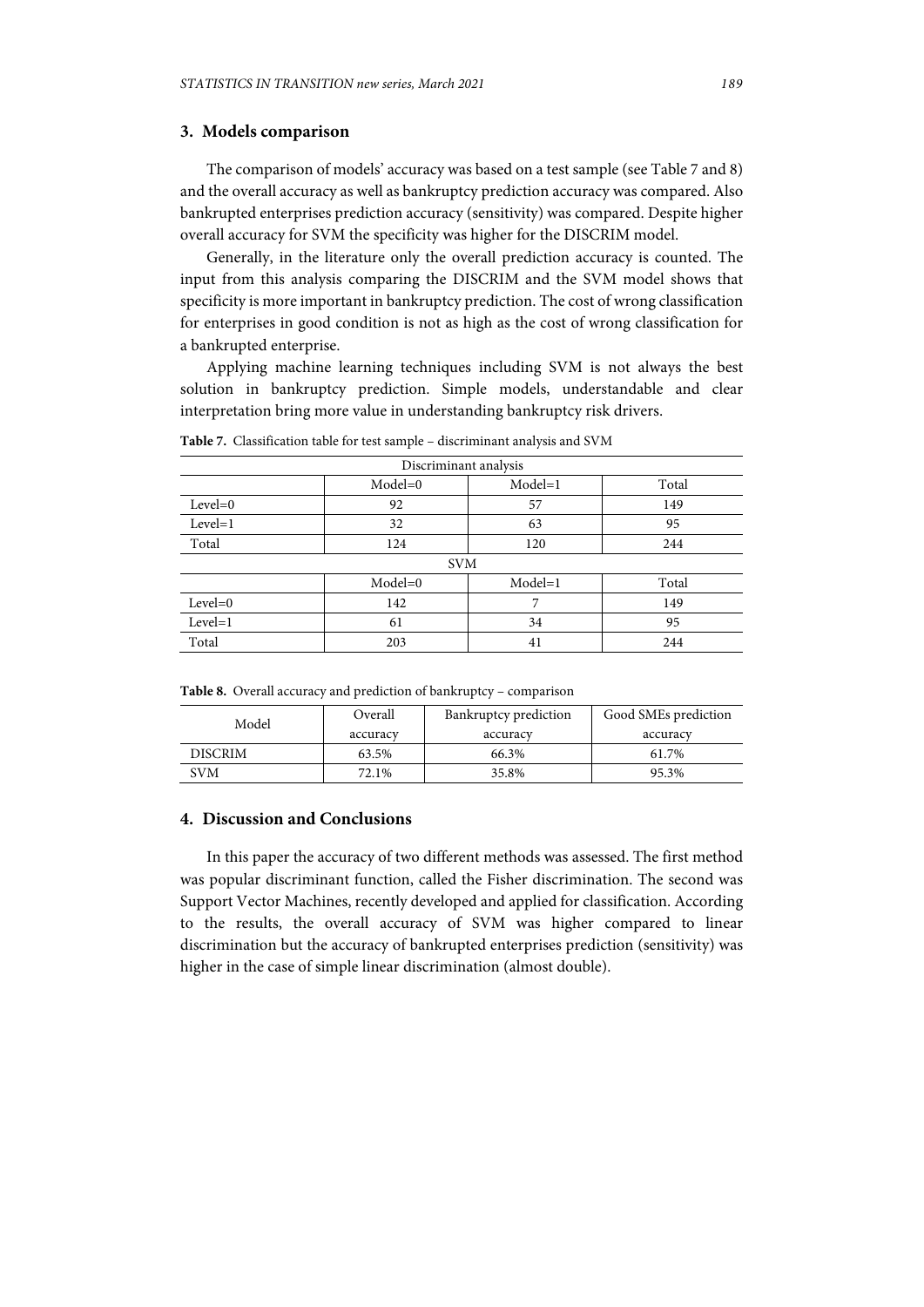## 3. Models comparison

The comparison of models' accuracy was based on a test sample (see Table 7 and 8) and the overall accuracy as well as bankruptcy prediction accuracy was compared. Also bankrupted enterprises prediction accuracy (sensitivity) was compared. Despite higher overall accuracy for SVM the specificity was higher for the DISCRIM model.

Generally, in the literature only the overall prediction accuracy is counted. The input from this analysis comparing the DISCRIM and the SVM model shows that specificity is more important in bankruptcy prediction. The cost of wrong classification for enterprises in good condition is not as high as the cost of wrong classification for a bankrupted enterprise.

Applying machine learning techniques including SVM is not always the best solution in bankruptcy prediction. Simple models, understandable and clear interpretation bring more value in understanding bankruptcy risk drivers.

**Table 7.** Classification table for test sample – discriminant analysis and SVM

| Discriminant analysis | | | |
|---|---|---|---|
| | Model=0 | Model=1 | Total |
| Level=0 | 92 | 57 | 149 |
| Level=1 | 32 | 63 | 95 |
| Total | 124 | 120 | 244 |
| **SVM** | | | |
| | Model=0 | Model=1 | Total |
| Level=0 | 142 | 7 | 149 |
| Level=1 | 61 | 34 | 95 |
| Total | 203 | 41 | 244 |

**Table 8.** Overall accuracy and prediction of bankruptcy – comparison

| Model | Overall accuracy | Bankruptcy prediction accuracy | Good SMEs prediction accuracy |
|---|---|---|---|
| DISCRIM | 63.5% | 66.3% | 61.7% |
| SVM | 72.1% | 35.8% | 95.3% |

## 4. Discussion and Conclusions

In this paper the accuracy of two different methods was assessed. The first method was popular discriminant function, called the Fisher discrimination. The second was Support Vector Machines, recently developed and applied for classification. According to the results, the overall accuracy of SVM was higher compared to linear discrimination but the accuracy of bankrupted enterprises prediction (sensitivity) was higher in the case of simple linear discrimination (almost double).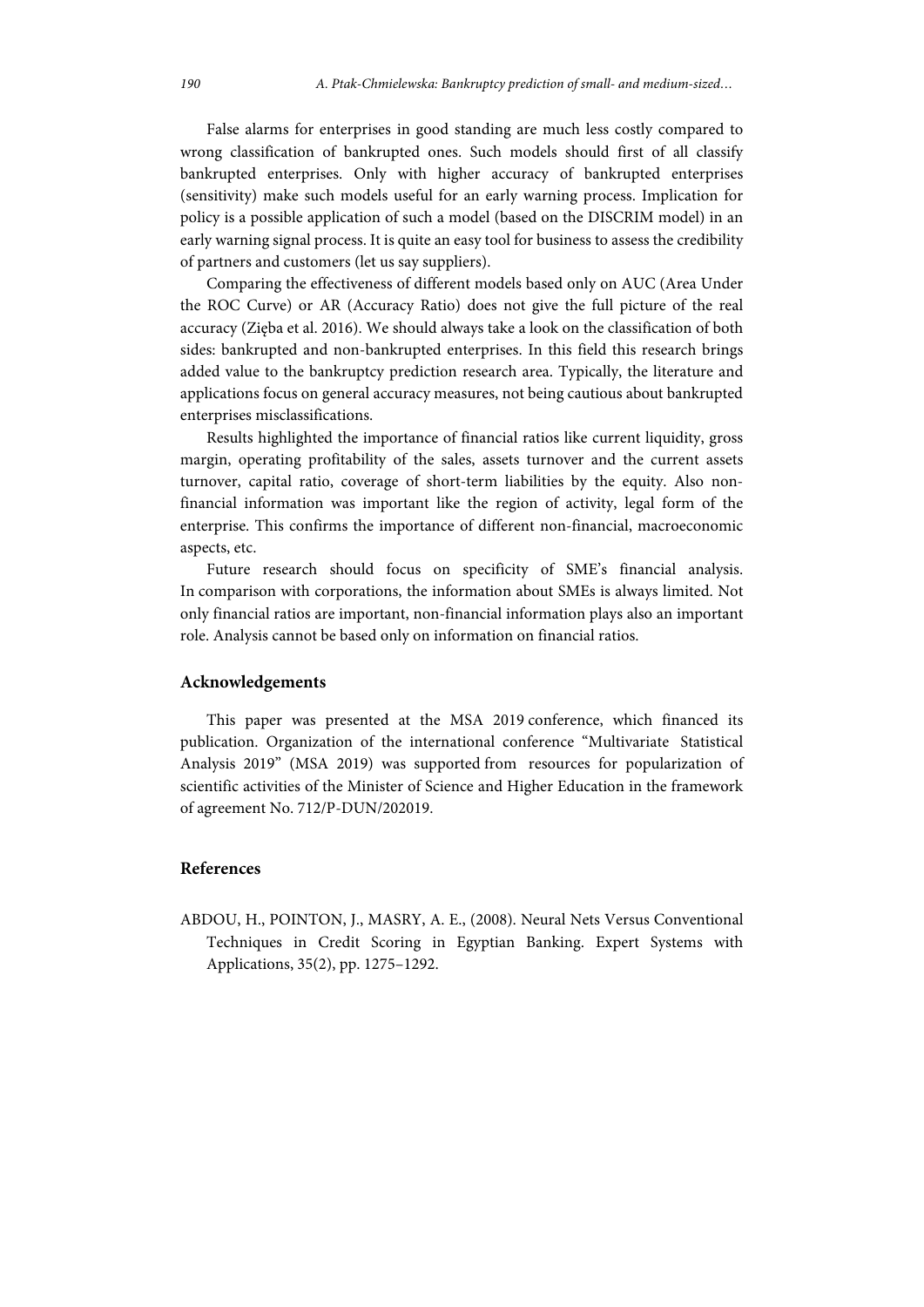False alarms for enterprises in good standing are much less costly compared to wrong classification of bankrupted ones. Such models should first of all classify bankrupted enterprises. Only with higher accuracy of bankrupted enterprises (sensitivity) make such models useful for an early warning process. Implication for policy is a possible application of such a model (based on the DISCRIM model) in an early warning signal process. It is quite an easy tool for business to assess the credibility of partners and customers (let us say suppliers).

Comparing the effectiveness of different models based only on AUC (Area Under the ROC Curve) or AR (Accuracy Ratio) does not give the full picture of the real accuracy (Zięba et al. 2016). We should always take a look on the classification of both sides: bankrupted and non-bankrupted enterprises. In this field this research brings added value to the bankruptcy prediction research area. Typically, the literature and applications focus on general accuracy measures, not being cautious about bankrupted enterprises misclassifications.

Results highlighted the importance of financial ratios like current liquidity, gross margin, operating profitability of the sales, assets turnover and the current assets turnover, capital ratio, coverage of short-term liabilities by the equity. Also non-financial information was important like the region of activity, legal form of the enterprise. This confirms the importance of different non-financial, macroeconomic aspects, etc.

Future research should focus on specificity of SME's financial analysis. In comparison with corporations, the information about SMEs is always limited. Not only financial ratios are important, non-financial information plays also an important role. Analysis cannot be based only on information on financial ratios.

## Acknowledgements

This paper was presented at the MSA 2019 conference, which financed its publication. Organization of the international conference "Multivariate Statistical Analysis 2019" (MSA 2019) was supported from resources for popularization of scientific activities of the Minister of Science and Higher Education in the framework of agreement No. 712/P-DUN/202019.

## References

ABDOU, H., POINTON, J., MASRY, A. E., (2008). Neural Nets Versus Conventional Techniques in Credit Scoring in Egyptian Banking. Expert Systems with Applications, 35(2), pp. 1275–1292.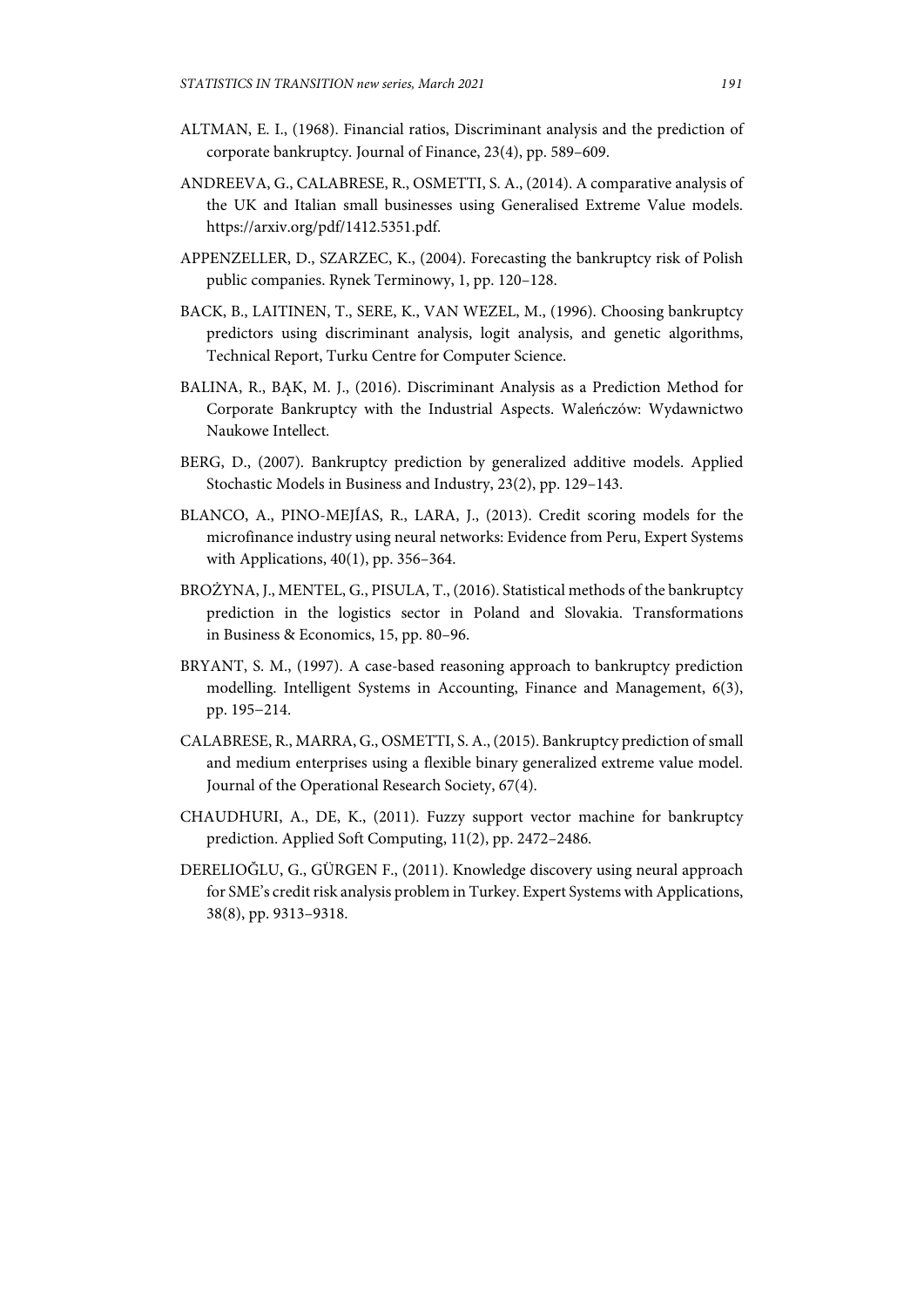ALTMAN, E. I., (1968). Financial ratios, Discriminant analysis and the prediction of corporate bankruptcy. Journal of Finance, 23(4), pp. 589–609.

ANDREEVA, G., CALABRESE, R., OSMETTI, S. A., (2014). A comparative analysis of the UK and Italian small businesses using Generalised Extreme Value models. https://arxiv.org/pdf/1412.5351.pdf.

APPENZELLER, D., SZARZEC, K., (2004). Forecasting the bankruptcy risk of Polish public companies. Rynek Terminowy, 1, pp. 120–128.

BACK, B., LAITINEN, T., SERE, K., VAN WEZEL, M., (1996). Choosing bankruptcy predictors using discriminant analysis, logit analysis, and genetic algorithms, Technical Report, Turku Centre for Computer Science.

BALINA, R., BĄK, M. J., (2016). Discriminant Analysis as a Prediction Method for Corporate Bankruptcy with the Industrial Aspects. Waleńczów: Wydawnictwo Naukowe Intellect.

BERG, D., (2007). Bankruptcy prediction by generalized additive models. Applied Stochastic Models in Business and Industry, 23(2), pp. 129–143.

BLANCO, A., PINO-MEJÍAS, R., LARA, J., (2013). Credit scoring models for the microfinance industry using neural networks: Evidence from Peru, Expert Systems with Applications, 40(1), pp. 356–364.

BROŻYNA, J., MENTEL, G., PISULA, T., (2016). Statistical methods of the bankruptcy prediction in the logistics sector in Poland and Slovakia. Transformations in Business & Economics, 15, pp. 80–96.

BRYANT, S. M., (1997). A case-based reasoning approach to bankruptcy prediction modelling. Intelligent Systems in Accounting, Finance and Management, 6(3), pp. 195−214.

CALABRESE, R., MARRA, G., OSMETTI, S. A., (2015). Bankruptcy prediction of small and medium enterprises using a flexible binary generalized extreme value model. Journal of the Operational Research Society, 67(4).

CHAUDHURI, A., DE, K., (2011). Fuzzy support vector machine for bankruptcy prediction. Applied Soft Computing, 11(2), pp. 2472–2486.

DERELIOĞLU, G., GÜRGEN F., (2011). Knowledge discovery using neural approach for SME's credit risk analysis problem in Turkey. Expert Systems with Applications, 38(8), pp. 9313–9318.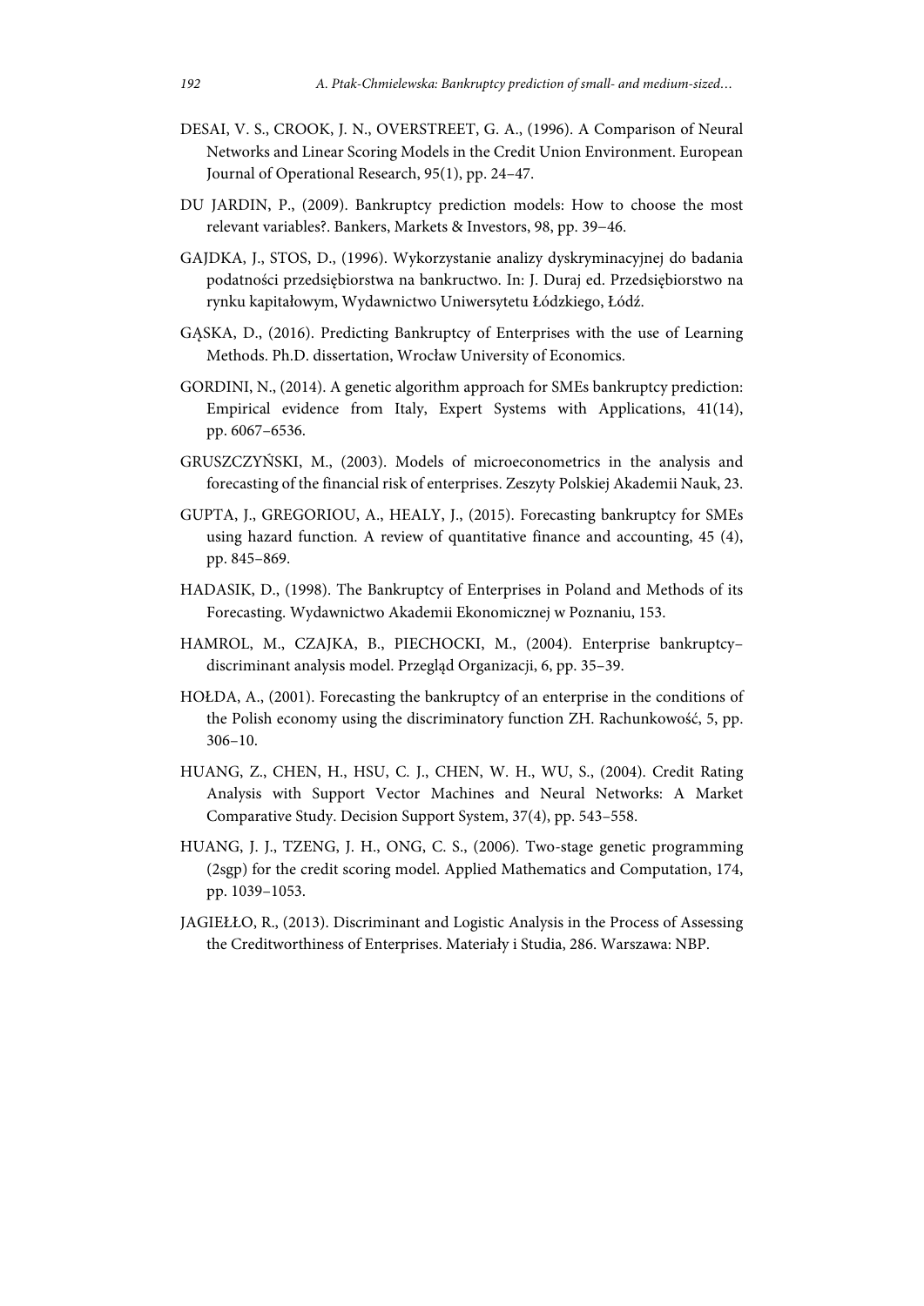DESAI, V. S., CROOK, J. N., OVERSTREET, G. A., (1996). A Comparison of Neural Networks and Linear Scoring Models in the Credit Union Environment. European Journal of Operational Research, 95(1), pp. 24–47.

DU JARDIN, P., (2009). Bankruptcy prediction models: How to choose the most relevant variables?. Bankers, Markets & Investors, 98, pp. 39–46.

GAJDKA, J., STOS, D., (1996). Wykorzystanie analizy dyskryminacyjnej do badania podatności przedsiębiorstwa na bankructwo. In: J. Duraj ed. Przedsiębiorstwo na rynku kapitałowym, Wydawnictwo Uniwersytetu Łódzkiego, Łódź.

GĄSKA, D., (2016). Predicting Bankruptcy of Enterprises with the use of Learning Methods. Ph.D. dissertation, Wrocław University of Economics.

GORDINI, N., (2014). A genetic algorithm approach for SMEs bankruptcy prediction: Empirical evidence from Italy, Expert Systems with Applications, 41(14), pp. 6067–6536.

GRUSZCZYŃSKI, M., (2003). Models of microeconometrics in the analysis and forecasting of the financial risk of enterprises. Zeszyty Polskiej Akademii Nauk, 23.

GUPTA, J., GREGORIOU, A., HEALY, J., (2015). Forecasting bankruptcy for SMEs using hazard function. A review of quantitative finance and accounting, 45 (4), pp. 845–869.

HADASIK, D., (1998). The Bankruptcy of Enterprises in Poland and Methods of its Forecasting. Wydawnictwo Akademii Ekonomicznej w Poznaniu, 153.

HAMROL, M., CZAJKA, B., PIECHOCKI, M., (2004). Enterprise bankruptcy– discriminant analysis model. Przegląd Organizacji, 6, pp. 35–39.

HOŁDA, A., (2001). Forecasting the bankruptcy of an enterprise in the conditions of the Polish economy using the discriminatory function ZH. Rachunkowość, 5, pp. 306–10.

HUANG, Z., CHEN, H., HSU, C. J., CHEN, W. H., WU, S., (2004). Credit Rating Analysis with Support Vector Machines and Neural Networks: A Market Comparative Study. Decision Support System, 37(4), pp. 543–558.

HUANG, J. J., TZENG, J. H., ONG, C. S., (2006). Two-stage genetic programming (2sgp) for the credit scoring model. Applied Mathematics and Computation, 174, pp. 1039–1053.

JAGIEŁŁO, R., (2013). Discriminant and Logistic Analysis in the Process of Assessing the Creditworthiness of Enterprises. Materiały i Studia, 286. Warszawa: NBP.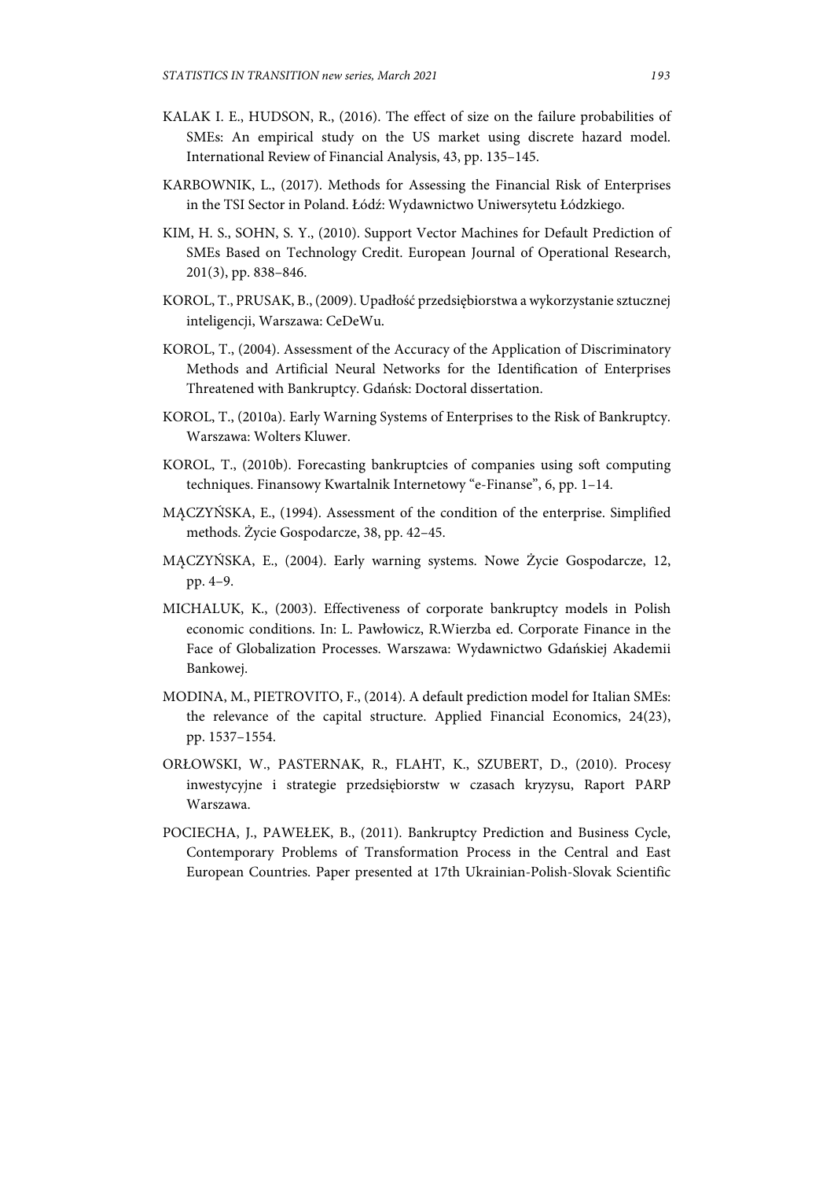KALAK I. E., HUDSON, R., (2016). The effect of size on the failure probabilities of SMEs: An empirical study on the US market using discrete hazard model. International Review of Financial Analysis, 43, pp. 135–145.

KARBOWNIK, L., (2017). Methods for Assessing the Financial Risk of Enterprises in the TSI Sector in Poland. Łódź: Wydawnictwo Uniwersytetu Łódzkiego.

KIM, H. S., SOHN, S. Y., (2010). Support Vector Machines for Default Prediction of SMEs Based on Technology Credit. European Journal of Operational Research, 201(3), pp. 838–846.

KOROL, T., PRUSAK, B., (2009). Upadłość przedsiębiorstwa a wykorzystanie sztucznej inteligencji, Warszawa: CeDeWu.

KOROL, T., (2004). Assessment of the Accuracy of the Application of Discriminatory Methods and Artificial Neural Networks for the Identification of Enterprises Threatened with Bankruptcy. Gdańsk: Doctoral dissertation.

KOROL, T., (2010a). Early Warning Systems of Enterprises to the Risk of Bankruptcy. Warszawa: Wolters Kluwer.

KOROL, T., (2010b). Forecasting bankruptcies of companies using soft computing techniques. Finansowy Kwartalnik Internetowy "e-Finanse", 6, pp. 1–14.

MĄCZYŃSKA, E., (1994). Assessment of the condition of the enterprise. Simplified methods. Życie Gospodarcze, 38, pp. 42–45.

MĄCZYŃSKA, E., (2004). Early warning systems. Nowe Życie Gospodarcze, 12, pp. 4–9.

MICHALUK, K., (2003). Effectiveness of corporate bankruptcy models in Polish economic conditions. In: L. Pawłowicz, R.Wierzba ed. Corporate Finance in the Face of Globalization Processes. Warszawa: Wydawnictwo Gdańskiej Akademii Bankowej.

MODINA, M., PIETROVITO, F., (2014). A default prediction model for Italian SMEs: the relevance of the capital structure. Applied Financial Economics, 24(23), pp. 1537–1554.

ORŁOWSKI, W., PASTERNAK, R., FLAHT, K., SZUBERT, D., (2010). Procesy inwestycyjne i strategie przedsiębiorstw w czasach kryzysu, Raport PARP Warszawa.

POCIECHA, J., PAWEŁEK, B., (2011). Bankruptcy Prediction and Business Cycle, Contemporary Problems of Transformation Process in the Central and East European Countries. Paper presented at 17th Ukrainian-Polish-Slovak Scientific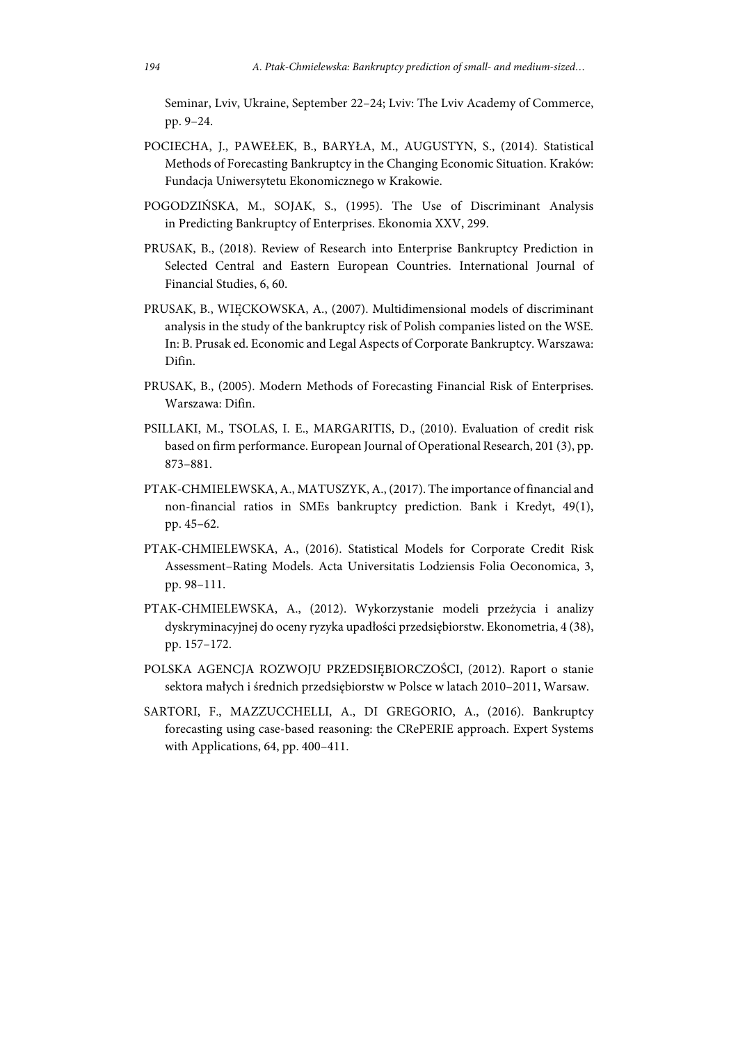Seminar, Lviv, Ukraine, September 22–24; Lviv: The Lviv Academy of Commerce, pp. 9–24.

POCIECHA, J., PAWEŁEK, B., BARYŁA, M., AUGUSTYN, S., (2014). Statistical Methods of Forecasting Bankruptcy in the Changing Economic Situation. Kraków: Fundacja Uniwersytetu Ekonomicznego w Krakowie.

POGODZIŃSKA, M., SOJAK, S., (1995). The Use of Discriminant Analysis in Predicting Bankruptcy of Enterprises. Ekonomia XXV, 299.

PRUSAK, B., (2018). Review of Research into Enterprise Bankruptcy Prediction in Selected Central and Eastern European Countries. International Journal of Financial Studies, 6, 60.

PRUSAK, B., WIĘCKOWSKA, A., (2007). Multidimensional models of discriminant analysis in the study of the bankruptcy risk of Polish companies listed on the WSE. In: B. Prusak ed. Economic and Legal Aspects of Corporate Bankruptcy. Warszawa: Difin.

PRUSAK, B., (2005). Modern Methods of Forecasting Financial Risk of Enterprises. Warszawa: Difin.

PSILLAKI, M., TSOLAS, I. E., MARGARITIS, D., (2010). Evaluation of credit risk based on firm performance. European Journal of Operational Research, 201 (3), pp. 873–881.

PTAK-CHMIELEWSKA, A., MATUSZYK, A., (2017). The importance of financial and non-financial ratios in SMEs bankruptcy prediction. Bank i Kredyt, 49(1), pp. 45–62.

PTAK-CHMIELEWSKA, A., (2016). Statistical Models for Corporate Credit Risk Assessment–Rating Models. Acta Universitatis Lodziensis Folia Oeconomica, 3, pp. 98–111.

PTAK-CHMIELEWSKA, A., (2012). Wykorzystanie modeli przeżycia i analizy dyskryminacyjnej do oceny ryzyka upadłości przedsiębiorstw. Ekonometria, 4 (38), pp. 157–172.

POLSKA AGENCJA ROZWOJU PRZEDSIĘBIORCZOŚCI, (2012). Raport o stanie sektora małych i średnich przedsiębiorstw w Polsce w latach 2010–2011, Warsaw.

SARTORI, F., MAZZUCCHELLI, A., DI GREGORIO, A., (2016). Bankruptcy forecasting using case-based reasoning: the CRePERIE approach. Expert Systems with Applications, 64, pp. 400–411.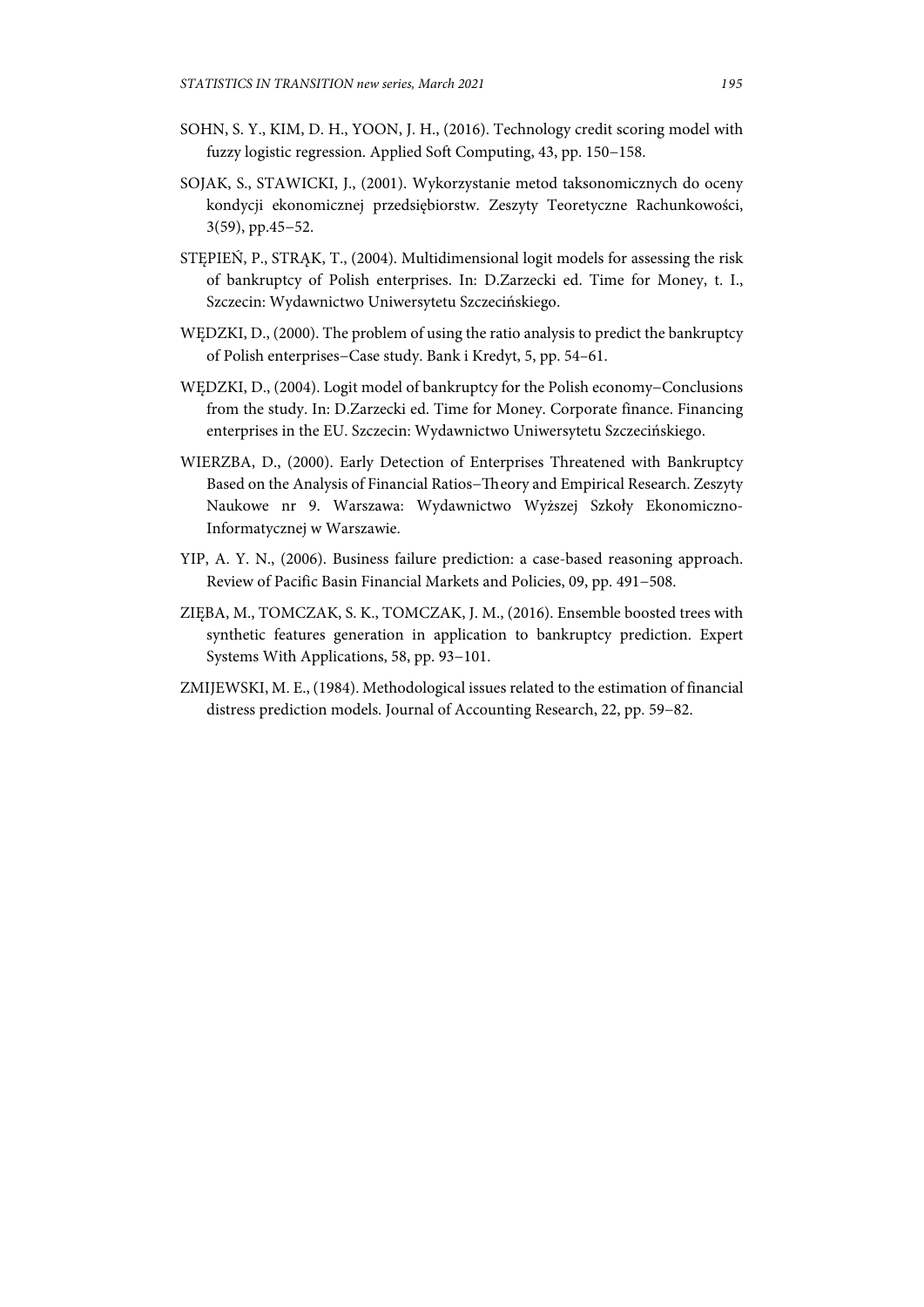SOHN, S. Y., KIM, D. H., YOON, J. H., (2016). Technology credit scoring model with fuzzy logistic regression. Applied Soft Computing, 43, pp. 150–158.

SOJAK, S., STAWICKI, J., (2001). Wykorzystanie metod taksonomicznych do oceny kondycji ekonomicznej przedsiębiorstw. Zeszyty Teoretyczne Rachunkowości, 3(59), pp.45–52.

STĘPIEŃ, P., STRĄK, T., (2004). Multidimensional logit models for assessing the risk of bankruptcy of Polish enterprises. In: D.Zarzecki ed. Time for Money, t. I., Szczecin: Wydawnictwo Uniwersytetu Szczecińskiego.

WĘDZKI, D., (2000). The problem of using the ratio analysis to predict the bankruptcy of Polish enterprises–Case study. Bank i Kredyt, 5, pp. 54–61.

WĘDZKI, D., (2004). Logit model of bankruptcy for the Polish economy–Conclusions from the study. In: D.Zarzecki ed. Time for Money. Corporate finance. Financing enterprises in the EU. Szczecin: Wydawnictwo Uniwersytetu Szczecińskiego.

WIERZBA, D., (2000). Early Detection of Enterprises Threatened with Bankruptcy Based on the Analysis of Financial Ratios–Theory and Empirical Research. Zeszyty Naukowe nr 9. Warszawa: Wydawnictwo Wyższej Szkoły Ekonomiczno-Informatycznej w Warszawie.

YIP, A. Y. N., (2006). Business failure prediction: a case-based reasoning approach. Review of Pacific Basin Financial Markets and Policies, 09, pp. 491–508.

ZIĘBA, M., TOMCZAK, S. K., TOMCZAK, J. M., (2016). Ensemble boosted trees with synthetic features generation in application to bankruptcy prediction. Expert Systems With Applications, 58, pp. 93–101.

ZMIJEWSKI, M. E., (1984). Methodological issues related to the estimation of financial distress prediction models. Journal of Accounting Research, 22, pp. 59–82.